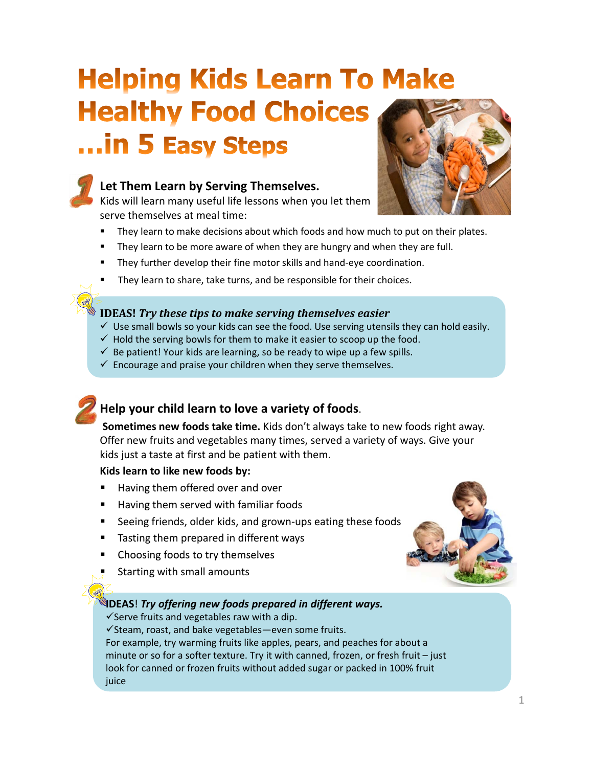# Helping Kids Learn To Make Healthy Food Choices …in 5 Easy Steps

## 1 Let Them Learn by Serving Themselves.

Kids will learn many useful life lessons when you let them serve themselves at meal time:

- They learn to make decisions about which foods and how much to put on their plates.
- They learn to be more aware of when they are hungry and when they are full.
- They further develop their fine motor skills and hand-eye coordination.
- They learn to share, take turns, and be responsible for their choices.

**IDEAS!** ***Try these tips to make serving themselves easier***

- ✓ Use small bowls so your kids can see the food. Use serving utensils they can hold easily.
- ✓ Hold the serving bowls for them to make it easier to scoop up the food.
- ✓ Be patient! Your kids are learning, so be ready to wipe up a few spills.
- ✓ Encourage and praise your children when they serve themselves.

## 2 Help your child learn to love a variety of foods.

**Sometimes new foods take time.** Kids don't always take to new foods right away. Offer new fruits and vegetables many times, served a variety of ways. Give your kids just a taste at first and be patient with them.

**Kids learn to like new foods by:**

- Having them offered over and over
- Having them served with familiar foods
- Seeing friends, older kids, and grown-ups eating these foods
- Tasting them prepared in different ways
- Choosing foods to try themselves
- Starting with small amounts

**IDEAS!** ***Try offering new foods prepared in different ways.***

- ✓Serve fruits and vegetables raw with a dip.
- ✓Steam, roast, and bake vegetables—even some fruits.

For example, try warming fruits like apples, pears, and peaches for about a minute or so for a softer texture. Try it with canned, frozen, or fresh fruit – just look for canned or frozen fruits without added sugar or packed in 100% fruit juice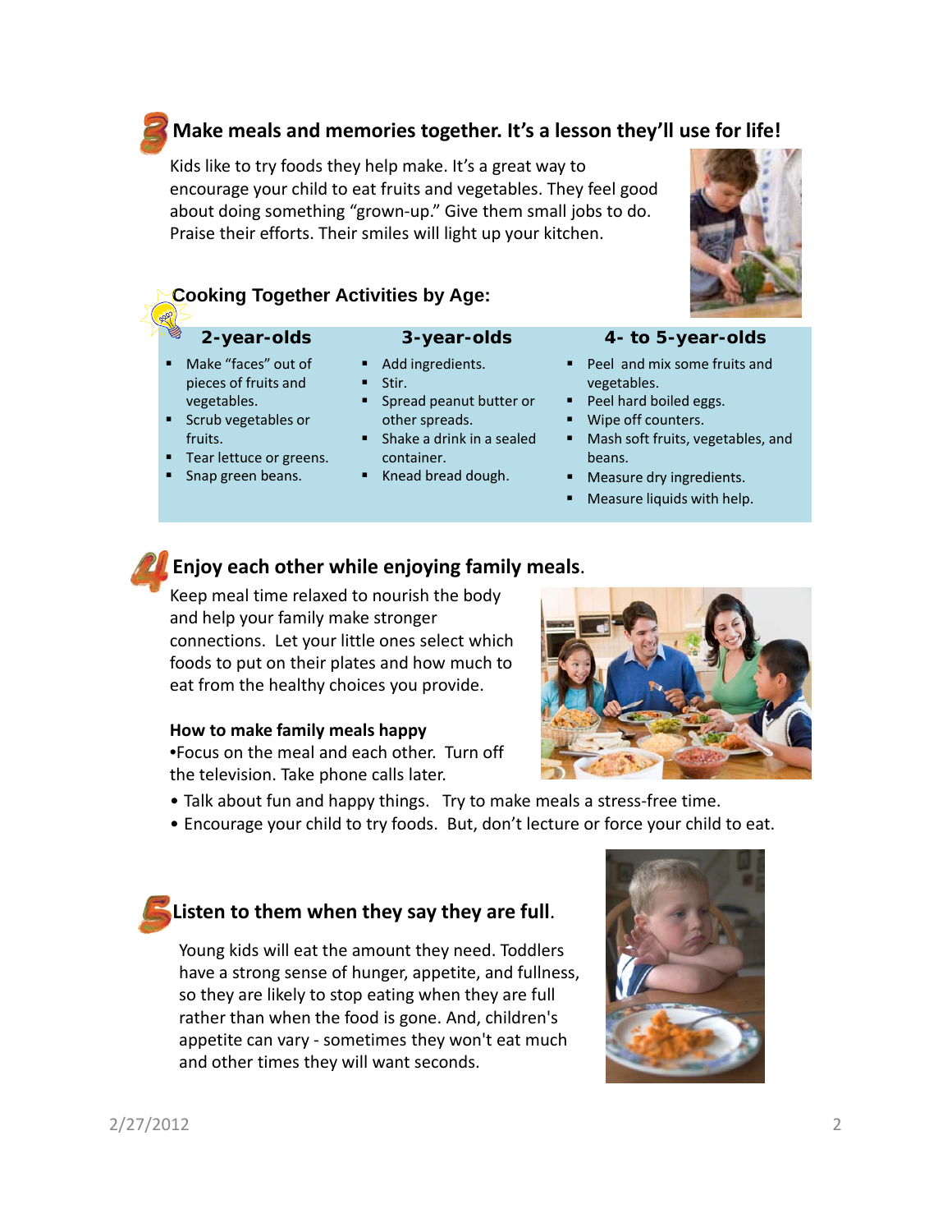## 3 Make meals and memories together. It's a lesson they'll use for life!

Kids like to try foods they help make. It's a great way to encourage your child to eat fruits and vegetables. They feel good about doing something "grown-up." Give them small jobs to do. Praise their efforts. Their smiles will light up your kitchen.

### Cooking Together Activities by Age:

**2-year-olds**

- Make "faces" out of pieces of fruits and vegetables.
- Scrub vegetables or fruits.
- Tear lettuce or greens.
- Snap green beans.

**3-year-olds**

- Add ingredients.
- Stir.
- Spread peanut butter or other spreads.
- Shake a drink in a sealed container.
- Knead bread dough.

**4- to 5-year-olds**

- Peel and mix some fruits and vegetables.
- Peel hard boiled eggs.
- Wipe off counters.
- Mash soft fruits, vegetables, and beans.
- Measure dry ingredients.
- Measure liquids with help.

## 4 Enjoy each other while enjoying family meals.

Keep meal time relaxed to nourish the body and help your family make stronger connections. Let your little ones select which foods to put on their plates and how much to eat from the healthy choices you provide.

**How to make family meals happy**

- Focus on the meal and each other. Turn off the television. Take phone calls later.
- Talk about fun and happy things. Try to make meals a stress-free time.
- Encourage your child to try foods. But, don't lecture or force your child to eat.

## 5 Listen to them when they say they are full.

Young kids will eat the amount they need. Toddlers have a strong sense of hunger, appetite, and fullness, so they are likely to stop eating when they are full rather than when the food is gone. And, children's appetite can vary - sometimes they won't eat much and other times they will want seconds.

2/27/2012